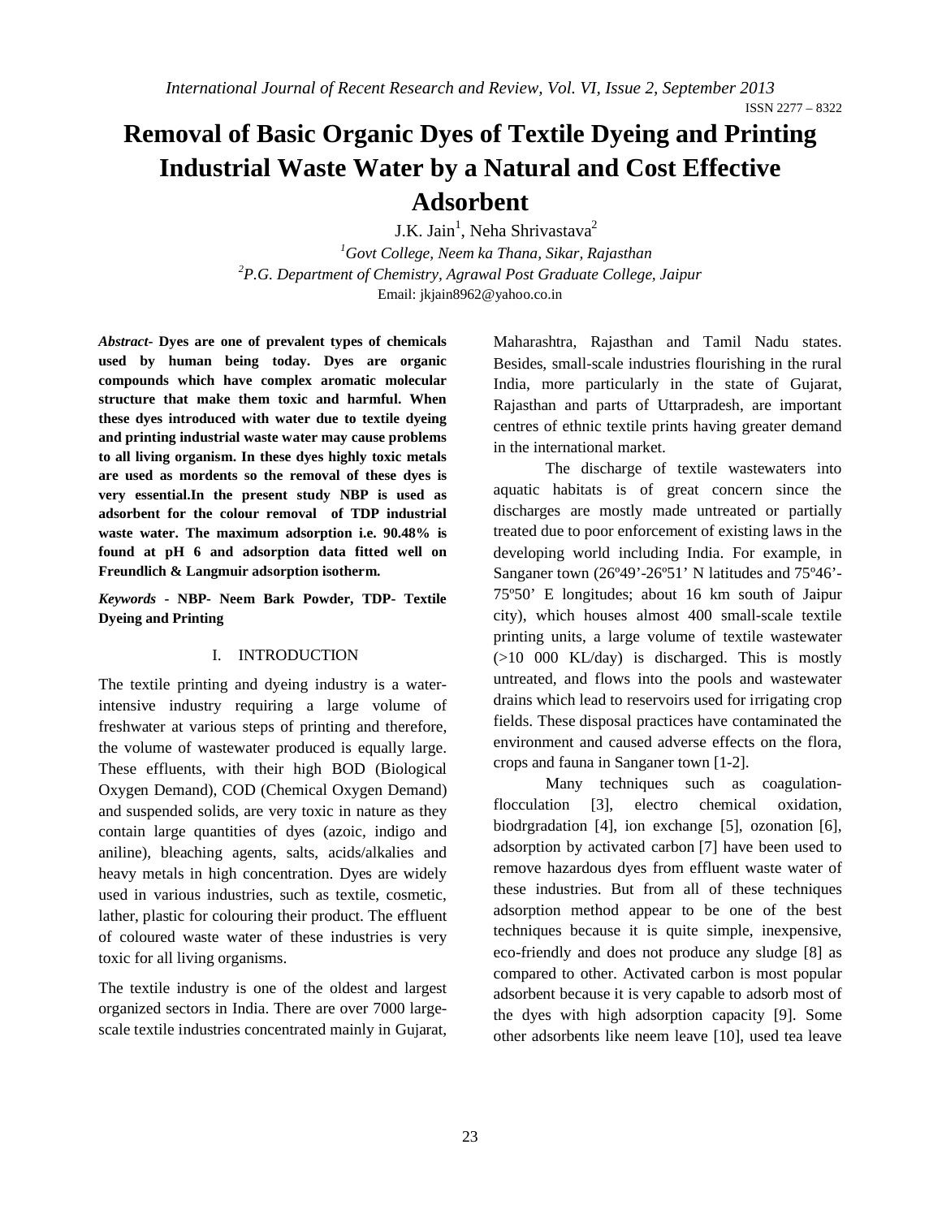# Removal of Basic Organic Dyes of Textile Dyeing and Printing Industrial Waste Water by a Natural and Cost Effective Adsorbent

J.K. Jain[1], Neha Shrivastava[2]

[1]*Govt College, Neem ka Thana, Sikar, Rajasthan*

[2]*P.G. Department of Chemistry, Agrawal Post Graduate College, Jaipur*

Email: jkjain8962@yahoo.co.in

***Abstract*- Dyes are one of prevalent types of chemicals used by human being today. Dyes are organic compounds which have complex aromatic molecular structure that make them toxic and harmful. When these dyes introduced with water due to textile dyeing and printing industrial waste water may cause problems to all living organism. In these dyes highly toxic metals are used as mordents so the removal of these dyes is very essential.In the present study NBP is used as adsorbent for the colour removal of TDP industrial waste water. The maximum adsorption i.e. 90.48% is found at pH 6 and adsorption data fitted well on Freundlich & Langmuir adsorption isotherm.**

***Keywords* - NBP- Neem Bark Powder, TDP- Textile Dyeing and Printing**

## I. INTRODUCTION

The textile printing and dyeing industry is a water-intensive industry requiring a large volume of freshwater at various steps of printing and therefore, the volume of wastewater produced is equally large. These effluents, with their high BOD (Biological Oxygen Demand), COD (Chemical Oxygen Demand) and suspended solids, are very toxic in nature as they contain large quantities of dyes (azoic, indigo and aniline), bleaching agents, salts, acids/alkalies and heavy metals in high concentration. Dyes are widely used in various industries, such as textile, cosmetic, lather, plastic for colouring their product. The effluent of coloured waste water of these industries is very toxic for all living organisms.

The textile industry is one of the oldest and largest organized sectors in India. There are over 7000 large-scale textile industries concentrated mainly in Gujarat, Maharashtra, Rajasthan and Tamil Nadu states. Besides, small-scale industries flourishing in the rural India, more particularly in the state of Gujarat, Rajasthan and parts of Uttarpradesh, are important centres of ethnic textile prints having greater demand in the international market.

The discharge of textile wastewaters into aquatic habitats is of great concern since the discharges are mostly made untreated or partially treated due to poor enforcement of existing laws in the developing world including India. For example, in Sanganer town (26º49'-26º51' N latitudes and 75º46'-75º50' E longitudes; about 16 km south of Jaipur city), which houses almost 400 small-scale textile printing units, a large volume of textile wastewater (>10 000 KL/day) is discharged. This is mostly untreated, and flows into the pools and wastewater drains which lead to reservoirs used for irrigating crop fields. These disposal practices have contaminated the environment and caused adverse effects on the flora, crops and fauna in Sanganer town [1-2].

Many techniques such as coagulation-flocculation [3], electro chemical oxidation, biodrgradation [4], ion exchange [5], ozonation [6], adsorption by activated carbon [7] have been used to remove hazardous dyes from effluent waste water of these industries. But from all of these techniques adsorption method appear to be one of the best techniques because it is quite simple, inexpensive, eco-friendly and does not produce any sludge [8] as compared to other. Activated carbon is most popular adsorbent because it is very capable to adsorb most of the dyes with high adsorption capacity [9]. Some other adsorbents like neem leave [10], used tea leave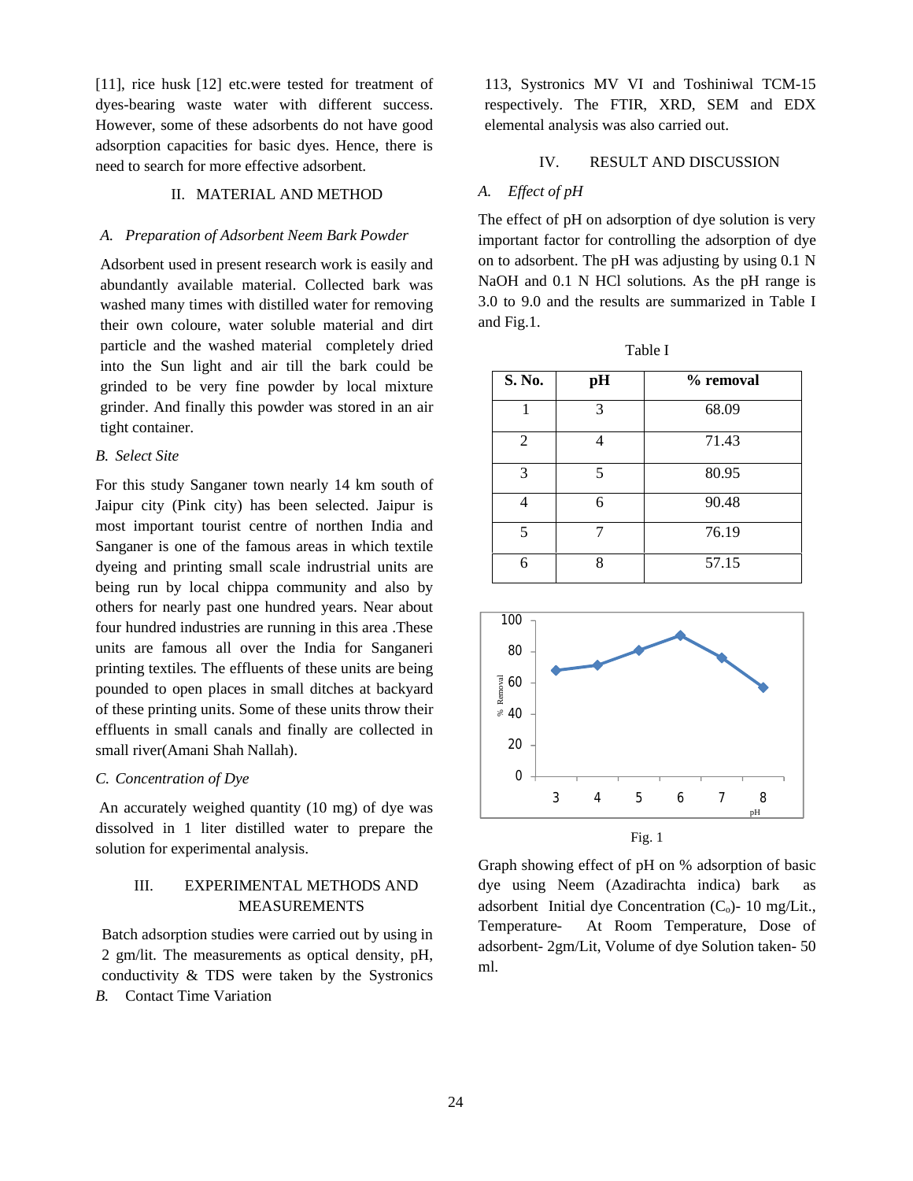[11], rice husk [12] etc.were tested for treatment of dyes-bearing waste water with different success. However, some of these adsorbents do not have good adsorption capacities for basic dyes. Hence, there is need to search for more effective adsorbent.

## II. MATERIAL AND METHOD

### *A. Preparation of Adsorbent Neem Bark Powder*

Adsorbent used in present research work is easily and abundantly available material. Collected bark was washed many times with distilled water for removing their own coloure, water soluble material and dirt particle and the washed material completely dried into the Sun light and air till the bark could be grinded to be very fine powder by local mixture grinder. And finally this powder was stored in an air tight container.

### *B. Select Site*

For this study Sanganer town nearly 14 km south of Jaipur city (Pink city) has been selected. Jaipur is most important tourist centre of northen India and Sanganer is one of the famous areas in which textile dyeing and printing small scale indrustrial units are being run by local chippa community and also by others for nearly past one hundred years. Near about four hundred industries are running in this area .These units are famous all over the India for Sanganeri printing textiles. The effluents of these units are being pounded to open places in small ditches at backyard of these printing units. Some of these units throw their effluents in small canals and finally are collected in small river(Amani Shah Nallah).

### *C. Concentration of Dye*

An accurately weighed quantity (10 mg) of dye was dissolved in 1 liter distilled water to prepare the solution for experimental analysis.

## III. EXPERIMENTAL METHODS AND MEASUREMENTS

Batch adsorption studies were carried out by using in 2 gm/lit. The measurements as optical density, pH, conductivity & TDS were taken by the Systronics

*B.* Contact Time Variation

113, Systronics MV VI and Toshiniwal TCM-15 respectively. The FTIR, XRD, SEM and EDX elemental analysis was also carried out.

## IV. RESULT AND DISCUSSION

### *A. Effect of pH*

The effect of pH on adsorption of dye solution is very important factor for controlling the adsorption of dye on to adsorbent. The pH was adjusting by using 0.1 N NaOH and 0.1 N HCl solutions. As the pH range is 3.0 to 9.0 and the results are summarized in Table I and Fig.1.

Table I

| S. No. | pH | % removal |
|---|---|---|
| 1 | 3 | 68.09 |
| 2 | 4 | 71.43 |
| 3 | 5 | 80.95 |
| 4 | 6 | 90.48 |
| 5 | 7 | 76.19 |
| 6 | 8 | 57.15 |

Fig. 1

Graph showing effect of pH on % adsorption of basic dye using Neem (Azadirachta indica) bark as adsorbent Initial dye Concentration ($C_o$)- 10 mg/Lit., Temperature- At Room Temperature, Dose of adsorbent- 2gm/Lit, Volume of dye Solution taken- 50 ml.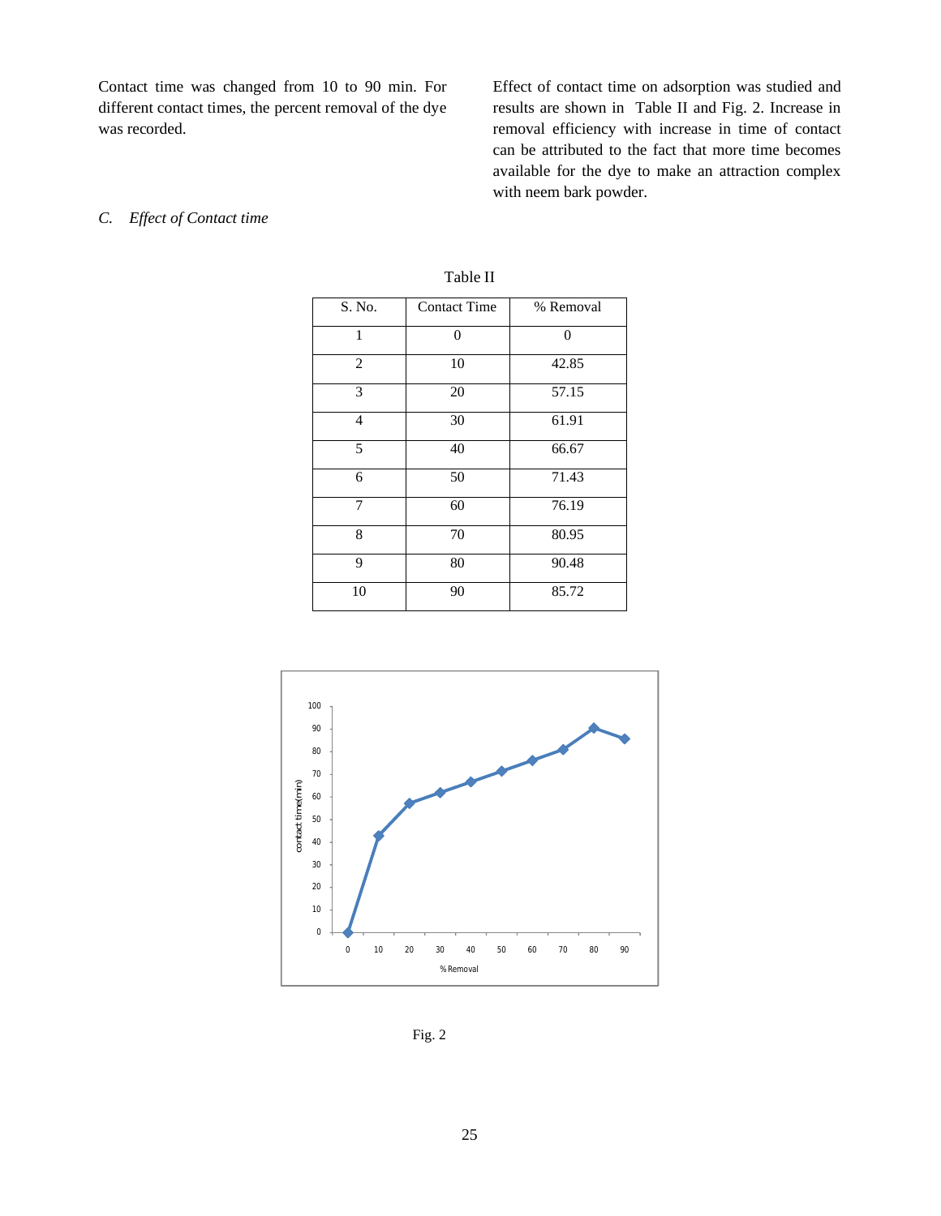Contact time was changed from 10 to 90 min. For different contact times, the percent removal of the dye was recorded.

### *C. Effect of Contact time*

Effect of contact time on adsorption was studied and results are shown in Table II and Fig. 2. Increase in removal efficiency with increase in time of contact can be attributed to the fact that more time becomes available for the dye to make an attraction complex with neem bark powder.

Table II

| S. No. | Contact Time | % Removal |
|---|---|---|
| 1 | 0 | 0 |
| 2 | 10 | 42.85 |
| 3 | 20 | 57.15 |
| 4 | 30 | 61.91 |
| 5 | 40 | 66.67 |
| 6 | 50 | 71.43 |
| 7 | 60 | 76.19 |
| 8 | 70 | 80.95 |
| 9 | 80 | 90.48 |
| 10 | 90 | 85.72 |

Fig. 2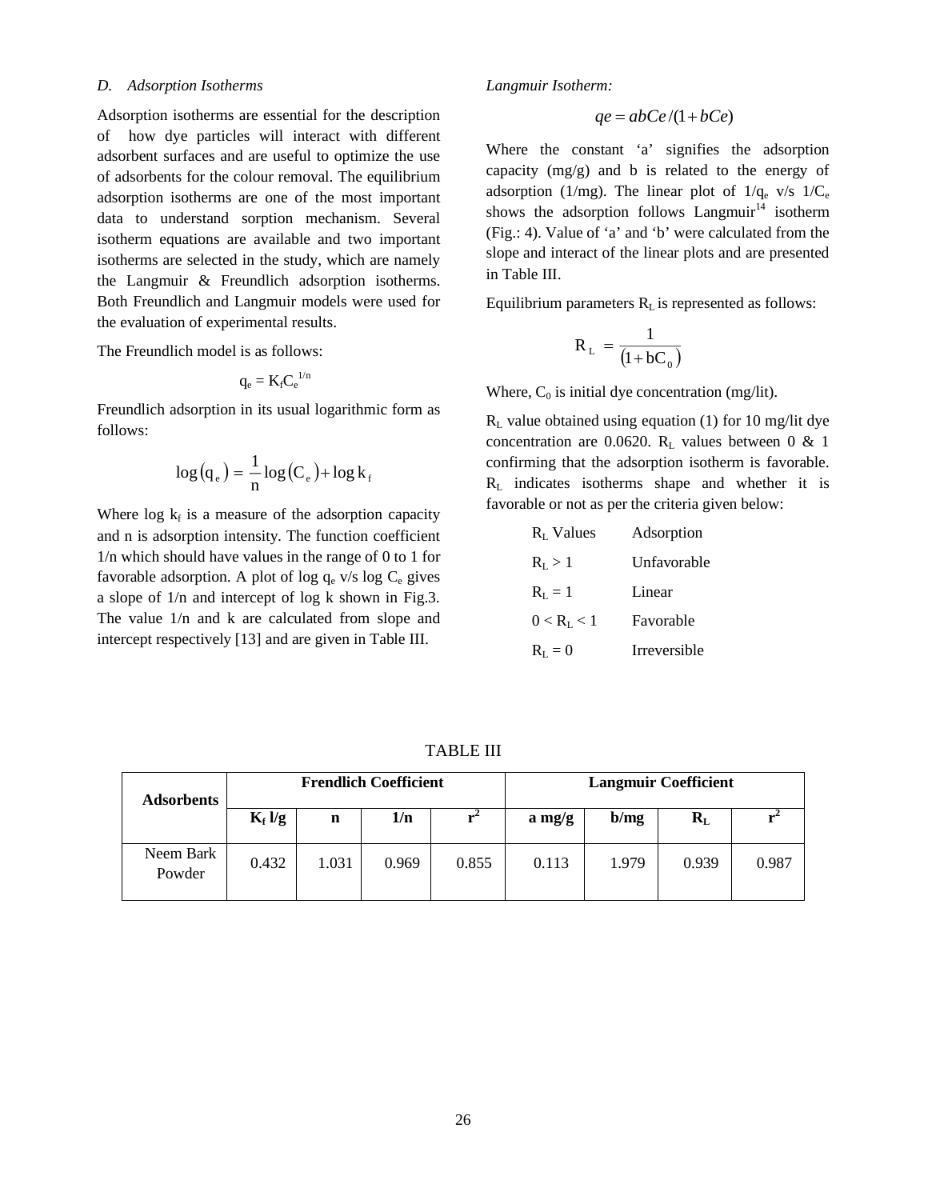### D. Adsorption Isotherms

Adsorption isotherms are essential for the description of how dye particles will interact with different adsorbent surfaces and are useful to optimize the use of adsorbents for the colour removal. The equilibrium adsorption isotherms are one of the most important data to understand sorption mechanism. Several isotherm equations are available and two important isotherms are selected in the study, which are namely the Langmuir & Freundlich adsorption isotherms. Both Freundlich and Langmuir models were used for the evaluation of experimental results.

The Freundlich model is as follows:

$$q_e = K_f C_e^{1/n}$$

Freundlich adsorption in its usual logarithmic form as follows:

$$\log(q_e) = \frac{1}{n}\log(C_e) + \log k_f$$

Where $\log k_f$ is a measure of the adsorption capacity and n is adsorption intensity. The function coefficient 1/n which should have values in the range of 0 to 1 for favorable adsorption. A plot of $\log q_e$ v/s $\log C_e$ gives a slope of 1/n and intercept of log k shown in Fig.3. The value 1/n and k are calculated from slope and intercept respectively [13] and are given in Table III.

*Langmuir Isotherm:*

$$qe = abCe/(1 + bCe)$$

Where the constant 'a' signifies the adsorption capacity (mg/g) and b is related to the energy of adsorption (1/mg). The linear plot of $1/q_e$ v/s $1/C_e$ shows the adsorption follows Langmuir[14] isotherm (Fig.: 4). Value of 'a' and 'b' were calculated from the slope and interact of the linear plots and are presented in Table III.

Equilibrium parameters $R_L$ is represented as follows:

$$R_L = \frac{1}{(1 + bC_0)}$$

Where, $C_0$ is initial dye concentration (mg/lit).

$R_L$ value obtained using equation (1) for 10 mg/lit dye concentration are 0.0620. $R_L$ values between 0 & 1 confirming that the adsorption isotherm is favorable. $R_L$ indicates isotherms shape and whether it is favorable or not as per the criteria given below:

| $R_L$ Values | Adsorption |
|---|---|
| $R_L > 1$ | Unfavorable |
| $R_L = 1$ | Linear |
| $0 < R_L < 1$ | Favorable |
| $R_L = 0$ | Irreversible |

TABLE III

| Adsorbents | Frendlich Coefficient | | | | Langmuir Coefficient | | | |
|---|---|---|---|---|---|---|---|---|
| | $K_f$ l/g | n | 1/n | $r^2$ | a mg/g | b/mg | $R_L$ | $r^2$ |
| Neem Bark Powder | 0.432 | 1.031 | 0.969 | 0.855 | 0.113 | 1.979 | 0.939 | 0.987 |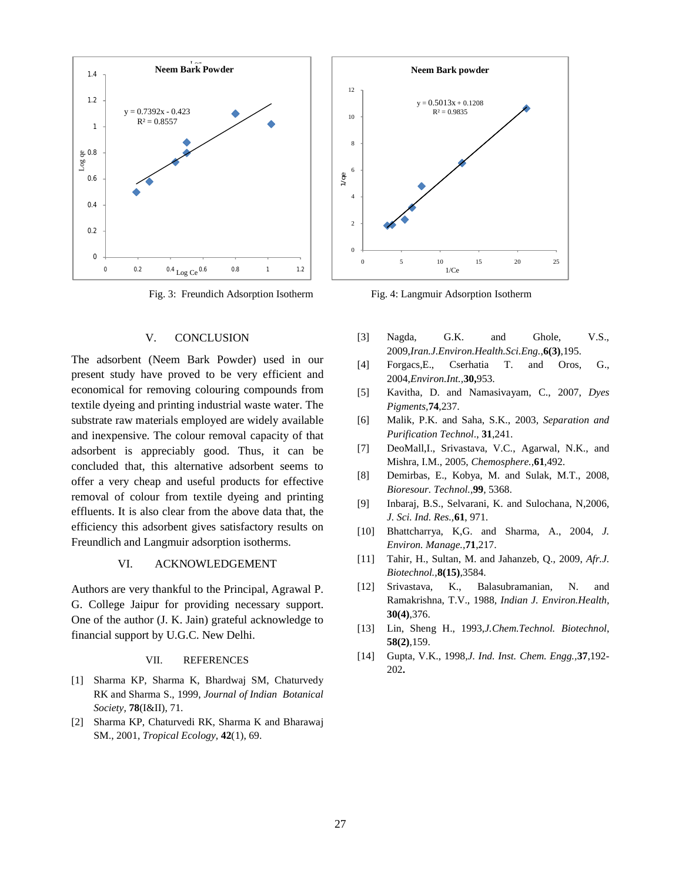Neem Bark Powder

y = 0.7392x - 0.423
$R^2$ = 0.8557

Log qe

Log Ce

1.4
1.2
1
0.8
0.6
0.4
0.2
0

0
0.2
0.4
0.6
0.8
1
1.2

Fig. 3: Freundich Adsorption Isotherm

Neem Bark powder

y = 0.5013x + 0.1208
$R^2$ = 0.9835

1/qe

1/Ce

12
10
8
6
4
2
0

0
5
10
15
20
25

Fig. 4: Langmuir Adsorption Isotherm

## V. CONCLUSION

The adsorbent (Neem Bark Powder) used in our present study have proved to be very efficient and economical for removing colouring compounds from textile dyeing and printing industrial waste water. The substrate raw materials employed are widely available and inexpensive. The colour removal capacity of that adsorbent is appreciably good. Thus, it can be concluded that, this alternative adsorbent seems to offer a very cheap and useful products for effective removal of colour from textile dyeing and printing effluents. It is also clear from the above data that, the efficiency this adsorbent gives satisfactory results on Freundlich and Langmuir adsorption isotherms.

## VI. ACKNOWLEDGEMENT

Authors are very thankful to the Principal, Agrawal P. G. College Jaipur for providing necessary support. One of the author (J. K. Jain) grateful acknowledge to financial support by U.G.C. New Delhi.

## VII. REFERENCES

[1] Sharma KP, Sharma K, Bhardwaj SM, Chaturvedy RK and Sharma S., 1999, *Journal of Indian Botanical Society,* **78**(I&II), 71.

[2] Sharma KP, Chaturvedi RK, Sharma K and Bharawaj SM., 2001, *Tropical Ecology*, **42**(1), 69.

[3] Nagda, G.K. and Ghole, V.S., 2009,*Iran.J.Environ.Health.Sci.Eng.*,**6(3)**,195.

[4] Forgacs,E., Cserhatia T. and Oros, G., 2004,*Environ.Int.*,**30,**953.

[5] Kavitha, D. and Namasivayam, C., 2007, *Dyes Pigments*,**74**,237.

[6] Malik, P.K. and Saha, S.K., 2003, *Separation and Purification Technol*., **31**,241.

[7] DeoMall,I., Srivastava, V.C., Agarwal, N.K., and Mishra, I.M., 2005, *Chemosphere.*,**61**,492.

[8] Demirbas, E., Kobya, M. and Sulak, M.T., 2008, *Bioresour. Technol.*,**99**, 5368.

[9] Inbaraj, B.S., Selvarani, K. and Sulochana, N,2006, *J. Sci. Ind. Res.*,**61**, 971.

[10] Bhattcharrya, K,G. and Sharma, A., 2004, *J. Environ. Manage.*,**71**,217.

[11] Tahir, H., Sultan, M. and Jahanzeb, Q., 2009, *Afr.J. Biotechnol.*,**8(15)**,3584.

[12] Srivastava, K., Balasubramanian, N. and Ramakrishna, T.V., 1988, *Indian J. Environ.Health*, **30(4)**,376.

[13] Lin, Sheng H., 1993,*J.Chem.Technol. Biotechnol*, **58(2)**,159.

[14] Gupta, V.K., 1998,*J. Ind. Inst. Chem. Engg.*,**37**,192-202**.**